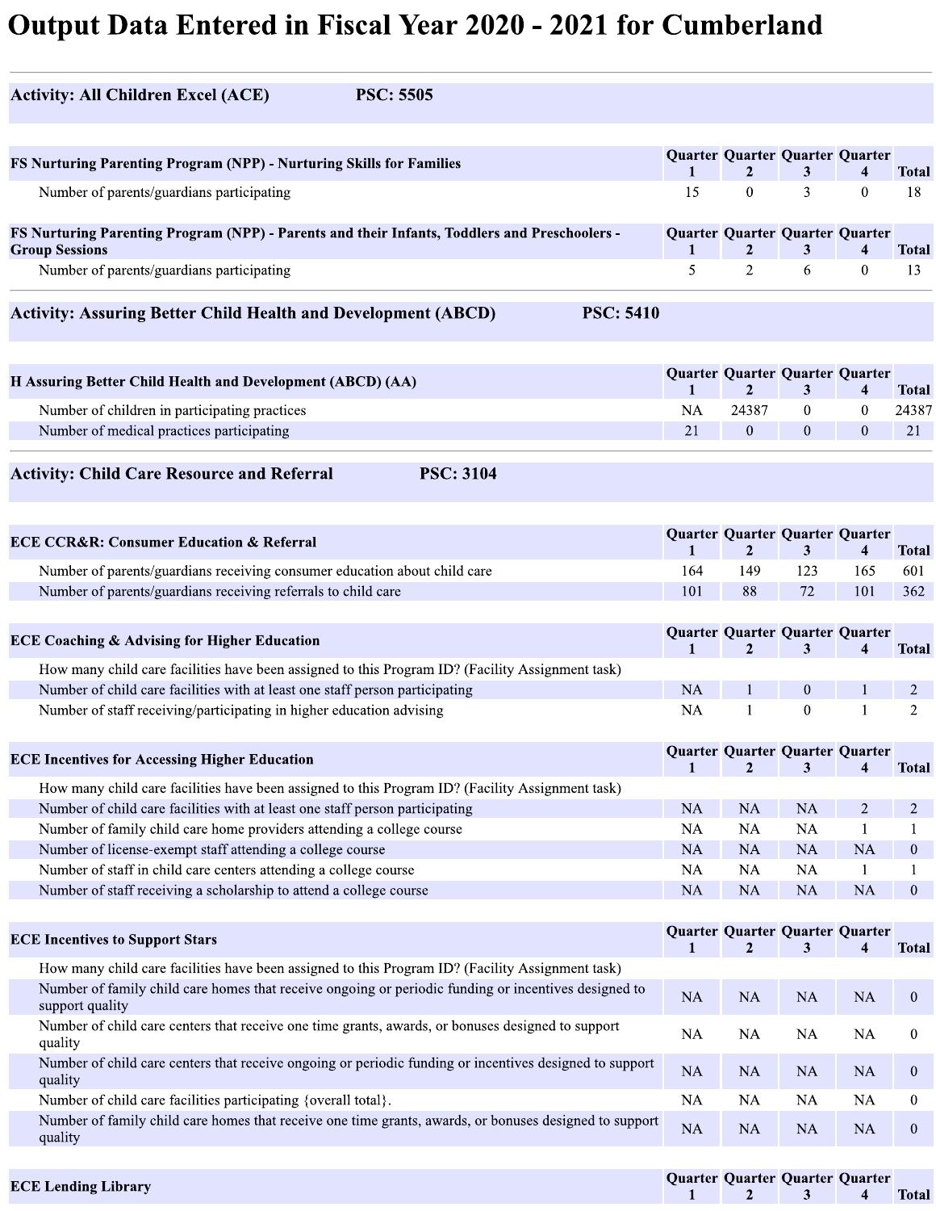# Output Data Entered in Fiscal Year 2020 - 2021 for Cumberland

## Activity: All Children Excel (ACE) PSC: 5505

| FS Nurturing Parenting Program (NPP) - Nurturing Skills for Families | Quarter 1 | Quarter 2 | Quarter 3 | Quarter 4 | Total |
|---|---|---|---|---|---|
| Number of parents/guardians participating | 15 | 0 | 3 | 0 | 18 |

| FS Nurturing Parenting Program (NPP) - Parents and their Infants, Toddlers and Preschoolers - Group Sessions | Quarter 1 | Quarter 2 | Quarter 3 | Quarter 4 | Total |
|---|---|---|---|---|---|
| Number of parents/guardians participating | 5 | 2 | 6 | 0 | 13 |

## Activity: Assuring Better Child Health and Development (ABCD) PSC: 5410

| H Assuring Better Child Health and Development (ABCD) (AA) | Quarter 1 | Quarter 2 | Quarter 3 | Quarter 4 | Total |
|---|---|---|---|---|---|
| Number of children in participating practices | NA | 24387 | 0 | 0 | 24387 |
| Number of medical practices participating | 21 | 0 | 0 | 0 | 21 |

## Activity: Child Care Resource and Referral PSC: 3104

| ECE CCR&R: Consumer Education & Referral | Quarter 1 | Quarter 2 | Quarter 3 | Quarter 4 | Total |
|---|---|---|---|---|---|
| Number of parents/guardians receiving consumer education about child care | 164 | 149 | 123 | 165 | 601 |
| Number of parents/guardians receiving referrals to child care | 101 | 88 | 72 | 101 | 362 |

| ECE Coaching & Advising for Higher Education | Quarter 1 | Quarter 2 | Quarter 3 | Quarter 4 | Total |
|---|---|---|---|---|---|
| How many child care facilities have been assigned to this Program ID? (Facility Assignment task) | | | | | |
| Number of child care facilities with at least one staff person participating | NA | 1 | 0 | 1 | 2 |
| Number of staff receiving/participating in higher education advising | NA | 1 | 0 | 1 | 2 |

| ECE Incentives for Accessing Higher Education | Quarter 1 | Quarter 2 | Quarter 3 | Quarter 4 | Total |
|---|---|---|---|---|---|
| How many child care facilities have been assigned to this Program ID? (Facility Assignment task) | | | | | |
| Number of child care facilities with at least one staff person participating | NA | NA | NA | 2 | 2 |
| Number of family child care home providers attending a college course | NA | NA | NA | 1 | 1 |
| Number of license-exempt staff attending a college course | NA | NA | NA | NA | 0 |
| Number of staff in child care centers attending a college course | NA | NA | NA | 1 | 1 |
| Number of staff receiving a scholarship to attend a college course | NA | NA | NA | NA | 0 |

| ECE Incentives to Support Stars | Quarter 1 | Quarter 2 | Quarter 3 | Quarter 4 | Total |
|---|---|---|---|---|---|
| How many child care facilities have been assigned to this Program ID? (Facility Assignment task) | | | | | |
| Number of family child care homes that receive ongoing or periodic funding or incentives designed to support quality | NA | NA | NA | NA | 0 |
| Number of child care centers that receive one time grants, awards, or bonuses designed to support quality | NA | NA | NA | NA | 0 |
| Number of child care centers that receive ongoing or periodic funding or incentives designed to support quality | NA | NA | NA | NA | 0 |
| Number of child care facilities participating {overall total}. | NA | NA | NA | NA | 0 |
| Number of family child care homes that receive one time grants, awards, or bonuses designed to support quality | NA | NA | NA | NA | 0 |

| ECE Lending Library | Quarter 1 | Quarter 2 | Quarter 3 | Quarter 4 | Total |
|---|---|---|---|---|---|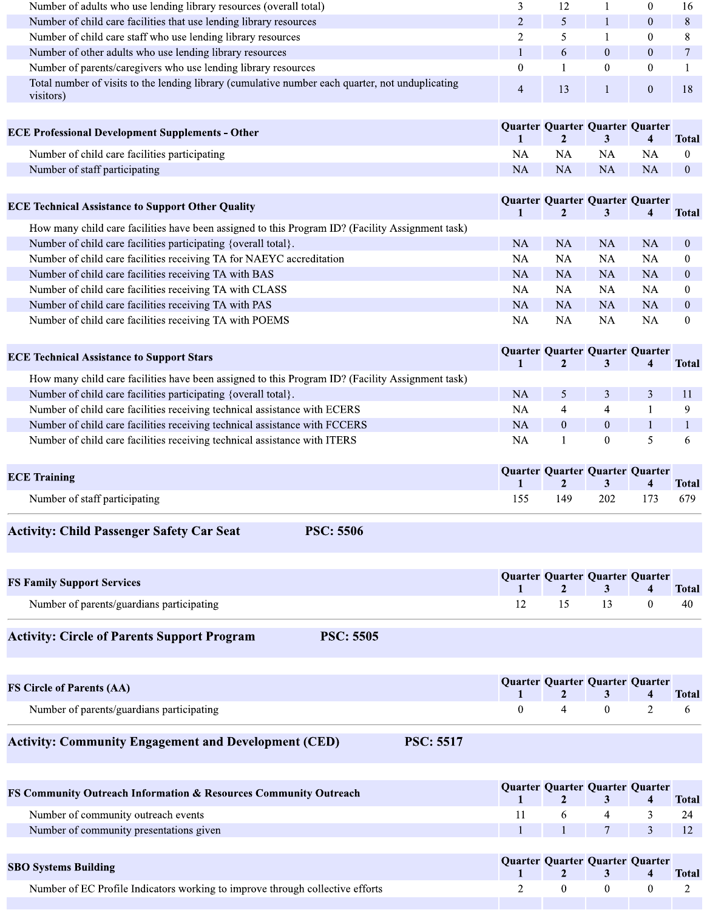| | Quarter 1 | Quarter 2 | Quarter 3 | Quarter 4 | Total |
|---|---|---|---|---|---|
| Number of adults who use lending library resources (overall total) | 3 | 12 | 1 | 0 | 16 |
| Number of child care facilities that use lending library resources | 2 | 5 | 1 | 0 | 8 |
| Number of child care staff who use lending library resources | 2 | 5 | 1 | 0 | 8 |
| Number of other adults who use lending library resources | 1 | 6 | 0 | 0 | 7 |
| Number of parents/caregivers who use lending library resources | 0 | 1 | 0 | 0 | 1 |
| Total number of visits to the lending library (cumulative number each quarter, not unduplicating visitors) | 4 | 13 | 1 | 0 | 18 |

| ECE Professional Development Supplements - Other | Quarter 1 | Quarter 2 | Quarter 3 | Quarter 4 | Total |
|---|---|---|---|---|---|
| Number of child care facilities participating | NA | NA | NA | NA | 0 |
| Number of staff participating | NA | NA | NA | NA | 0 |

| ECE Technical Assistance to Support Other Quality | Quarter 1 | Quarter 2 | Quarter 3 | Quarter 4 | Total |
|---|---|---|---|---|---|
| How many child care facilities have been assigned to this Program ID? (Facility Assignment task) | | | | | |
| Number of child care facilities participating {overall total}. | NA | NA | NA | NA | 0 |
| Number of child care facilities receiving TA for NAEYC accreditation | NA | NA | NA | NA | 0 |
| Number of child care facilities receiving TA with BAS | NA | NA | NA | NA | 0 |
| Number of child care facilities receiving TA with CLASS | NA | NA | NA | NA | 0 |
| Number of child care facilities receiving TA with PAS | NA | NA | NA | NA | 0 |
| Number of child care facilities receiving TA with POEMS | NA | NA | NA | NA | 0 |

| ECE Technical Assistance to Support Stars | Quarter 1 | Quarter 2 | Quarter 3 | Quarter 4 | Total |
|---|---|---|---|---|---|
| How many child care facilities have been assigned to this Program ID? (Facility Assignment task) | | | | | |
| Number of child care facilities participating {overall total}. | NA | 5 | 3 | 3 | 11 |
| Number of child care facilities receiving technical assistance with ECERS | NA | 4 | 4 | 1 | 9 |
| Number of child care facilities receiving technical assistance with FCCERS | NA | 0 | 0 | 1 | 1 |
| Number of child care facilities receiving technical assistance with ITERS | NA | 1 | 0 | 5 | 6 |

| ECE Training | Quarter 1 | Quarter 2 | Quarter 3 | Quarter 4 | Total |
|---|---|---|---|---|---|
| Number of staff participating | 155 | 149 | 202 | 173 | 679 |

## Activity: Child Passenger Safety Car Seat PSC: 5506

| FS Family Support Services | Quarter 1 | Quarter 2 | Quarter 3 | Quarter 4 | Total |
|---|---|---|---|---|---|
| Number of parents/guardians participating | 12 | 15 | 13 | 0 | 40 |

## Activity: Circle of Parents Support Program PSC: 5505

| FS Circle of Parents (AA) | Quarter 1 | Quarter 2 | Quarter 3 | Quarter 4 | Total |
|---|---|---|---|---|---|
| Number of parents/guardians participating | 0 | 4 | 0 | 2 | 6 |

## Activity: Community Engagement and Development (CED) PSC: 5517

| FS Community Outreach Information & Resources Community Outreach | Quarter 1 | Quarter 2 | Quarter 3 | Quarter 4 | Total |
|---|---|---|---|---|---|
| Number of community outreach events | 11 | 6 | 4 | 3 | 24 |
| Number of community presentations given | 1 | 1 | 7 | 3 | 12 |

| SBO Systems Building | Quarter 1 | Quarter 2 | Quarter 3 | Quarter 4 | Total |
|---|---|---|---|---|---|
| Number of EC Profile Indicators working to improve through collective efforts | 2 | 0 | 0 | 0 | 2 |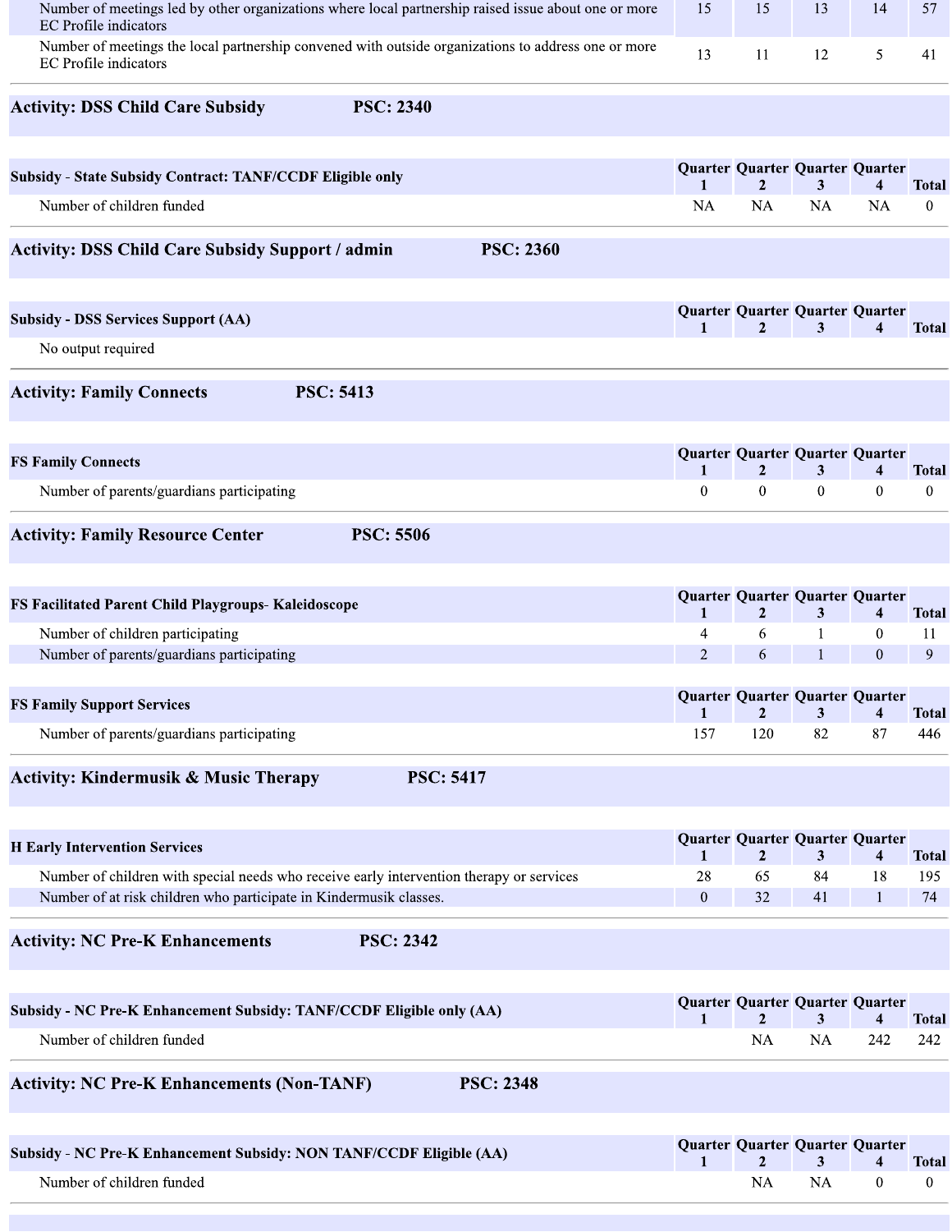| | Quarter 1 | Quarter 2 | Quarter 3 | Quarter 4 | Total |
|---|---|---|---|---|---|
| Number of meetings led by other organizations where local partnership raised issue about one or more EC Profile indicators | 15 | 15 | 13 | 14 | 57 |
| Number of meetings the local partnership convened with outside organizations to address one or more EC Profile indicators | 13 | 11 | 12 | 5 | 41 |

## Activity: DSS Child Care Subsidy PSC: 2340

| Subsidy - State Subsidy Contract: TANF/CCDF Eligible only | Quarter 1 | Quarter 2 | Quarter 3 | Quarter 4 | Total |
|---|---|---|---|---|---|
| Number of children funded | NA | NA | NA | NA | 0 |

## Activity: DSS Child Care Subsidy Support / admin PSC: 2360

| Subsidy - DSS Services Support (AA) | Quarter 1 | Quarter 2 | Quarter 3 | Quarter 4 | Total |
|---|---|---|---|---|---|
| No output required | | | | | |

## Activity: Family Connects PSC: 5413

| FS Family Connects | Quarter 1 | Quarter 2 | Quarter 3 | Quarter 4 | Total |
|---|---|---|---|---|---|
| Number of parents/guardians participating | 0 | 0 | 0 | 0 | 0 |

## Activity: Family Resource Center PSC: 5506

| FS Facilitated Parent Child Playgroups- Kaleidoscope | Quarter 1 | Quarter 2 | Quarter 3 | Quarter 4 | Total |
|---|---|---|---|---|---|
| Number of children participating | 4 | 6 | 1 | 0 | 11 |
| Number of parents/guardians participating | 2 | 6 | 1 | 0 | 9 |

| FS Family Support Services | Quarter 1 | Quarter 2 | Quarter 3 | Quarter 4 | Total |
|---|---|---|---|---|---|
| Number of parents/guardians participating | 157 | 120 | 82 | 87 | 446 |

## Activity: Kindermusik & Music Therapy PSC: 5417

| H Early Intervention Services | Quarter 1 | Quarter 2 | Quarter 3 | Quarter 4 | Total |
|---|---|---|---|---|---|
| Number of children with special needs who receive early intervention therapy or services | 28 | 65 | 84 | 18 | 195 |
| Number of at risk children who participate in Kindermusik classes. | 0 | 32 | 41 | 1 | 74 |

## Activity: NC Pre-K Enhancements PSC: 2342

| Subsidy - NC Pre-K Enhancement Subsidy: TANF/CCDF Eligible only (AA) | Quarter 1 | Quarter 2 | Quarter 3 | Quarter 4 | Total |
|---|---|---|---|---|---|
| Number of children funded | | NA | NA | 242 | 242 |

## Activity: NC Pre-K Enhancements (Non-TANF) PSC: 2348

| Subsidy - NC Pre-K Enhancement Subsidy: NON TANF/CCDF Eligible (AA) | Quarter 1 | Quarter 2 | Quarter 3 | Quarter 4 | Total |
|---|---|---|---|---|---|
| Number of children funded | | NA | NA | 0 | 0 |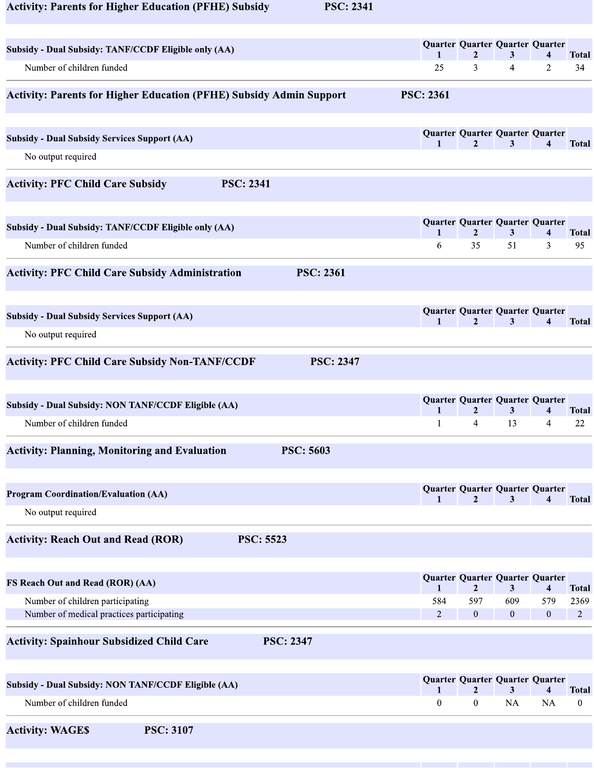## Activity: Parents for Higher Education (PFHE) Subsidy PSC: 2341

| Subsidy - Dual Subsidy: TANF/CCDF Eligible only (AA) | Quarter 1 | Quarter 2 | Quarter 3 | Quarter 4 | Total |
|---|---|---|---|---|---|
| Number of children funded | 25 | 3 | 4 | 2 | 34 |

## Activity: Parents for Higher Education (PFHE) Subsidy Admin Support PSC: 2361

| Subsidy - Dual Subsidy Services Support (AA) | Quarter 1 | Quarter 2 | Quarter 3 | Quarter 4 | Total |
|---|---|---|---|---|---|
| No output required | | | | | |

## Activity: PFC Child Care Subsidy PSC: 2341

| Subsidy - Dual Subsidy: TANF/CCDF Eligible only (AA) | Quarter 1 | Quarter 2 | Quarter 3 | Quarter 4 | Total |
|---|---|---|---|---|---|
| Number of children funded | 6 | 35 | 51 | 3 | 95 |

## Activity: PFC Child Care Subsidy Administration PSC: 2361

| Subsidy - Dual Subsidy Services Support (AA) | Quarter 1 | Quarter 2 | Quarter 3 | Quarter 4 | Total |
|---|---|---|---|---|---|
| No output required | | | | | |

## Activity: PFC Child Care Subsidy Non-TANF/CCDF PSC: 2347

| Subsidy - Dual Subsidy: NON TANF/CCDF Eligible (AA) | Quarter 1 | Quarter 2 | Quarter 3 | Quarter 4 | Total |
|---|---|---|---|---|---|
| Number of children funded | 1 | 4 | 13 | 4 | 22 |

## Activity: Planning, Monitoring and Evaluation PSC: 5603

| Program Coordination/Evaluation (AA) | Quarter 1 | Quarter 2 | Quarter 3 | Quarter 4 | Total |
|---|---|---|---|---|---|
| No output required | | | | | |

## Activity: Reach Out and Read (ROR) PSC: 5523

| FS Reach Out and Read (ROR) (AA) | Quarter 1 | Quarter 2 | Quarter 3 | Quarter 4 | Total |
|---|---|---|---|---|---|
| Number of children participating | 584 | 597 | 609 | 579 | 2369 |
| Number of medical practices participating | 2 | 0 | 0 | 0 | 2 |

## Activity: Spainhour Subsidized Child Care PSC: 2347

| Subsidy - Dual Subsidy: NON TANF/CCDF Eligible (AA) | Quarter 1 | Quarter 2 | Quarter 3 | Quarter 4 | Total |
|---|---|---|---|---|---|
| Number of children funded | 0 | 0 | NA | NA | 0 |

## Activity: WAGE$ PSC: 3107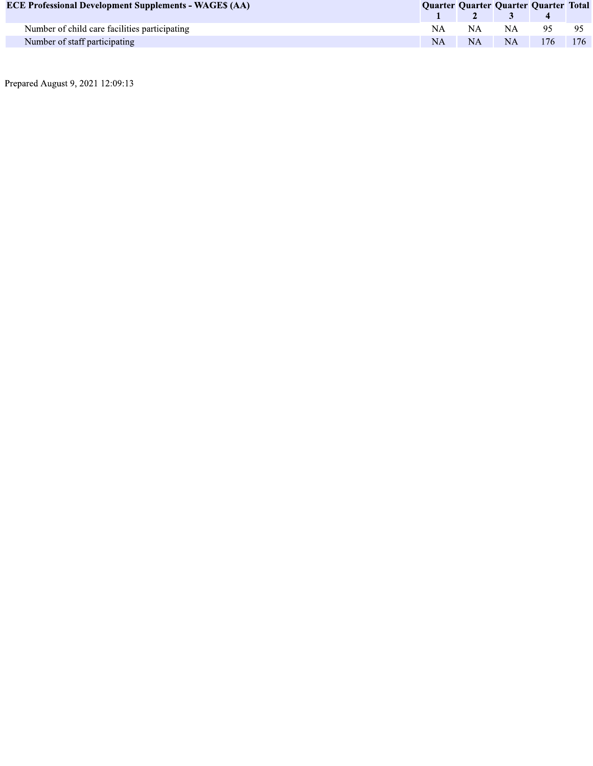| ECE Professional Development Supplements - WAGE$ (AA) | Quarter 1 | Quarter 2 | Quarter 3 | Quarter 4 | Total |
|---|---|---|---|---|---|
| Number of child care facilities participating | NA | NA | NA | 95 | 95 |
| Number of staff participating | NA | NA | NA | 176 | 176 |

Prepared August 9, 2021 12:09:13